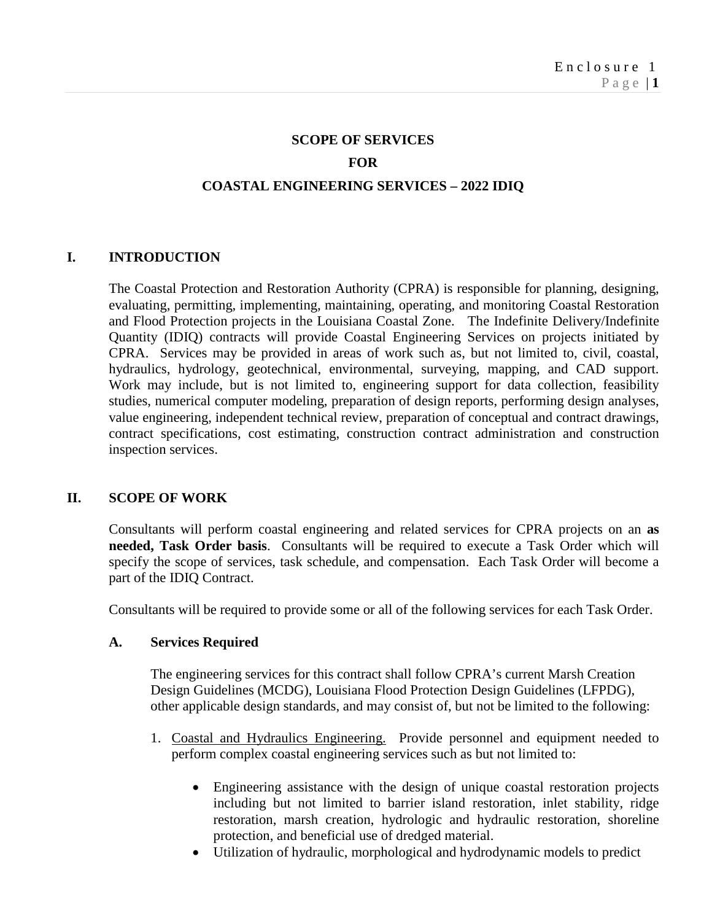# SCOPE OF SERVICES

# FOR

# COASTAL ENGINEERING SERVICES – 2022 IDIQ

## I. INTRODUCTION

The Coastal Protection and Restoration Authority (CPRA) is responsible for planning, designing, evaluating, permitting, implementing, maintaining, operating, and monitoring Coastal Restoration and Flood Protection projects in the Louisiana Coastal Zone. The Indefinite Delivery/Indefinite Quantity (IDIQ) contracts will provide Coastal Engineering Services on projects initiated by CPRA. Services may be provided in areas of work such as, but not limited to, civil, coastal, hydraulics, hydrology, geotechnical, environmental, surveying, mapping, and CAD support. Work may include, but is not limited to, engineering support for data collection, feasibility studies, numerical computer modeling, preparation of design reports, performing design analyses, value engineering, independent technical review, preparation of conceptual and contract drawings, contract specifications, cost estimating, construction contract administration and construction inspection services.

## II. SCOPE OF WORK

Consultants will perform coastal engineering and related services for CPRA projects on an **as needed, Task Order basis**. Consultants will be required to execute a Task Order which will specify the scope of services, task schedule, and compensation. Each Task Order will become a part of the IDIQ Contract.

Consultants will be required to provide some or all of the following services for each Task Order.

### A. Services Required

The engineering services for this contract shall follow CPRA's current Marsh Creation Design Guidelines (MCDG), Louisiana Flood Protection Design Guidelines (LFPDG), other applicable design standards, and may consist of, but not be limited to the following:

1. Coastal and Hydraulics Engineering. Provide personnel and equipment needed to perform complex coastal engineering services such as but not limited to:

    - Engineering assistance with the design of unique coastal restoration projects including but not limited to barrier island restoration, inlet stability, ridge restoration, marsh creation, hydrologic and hydraulic restoration, shoreline protection, and beneficial use of dredged material.
    - Utilization of hydraulic, morphological and hydrodynamic models to predict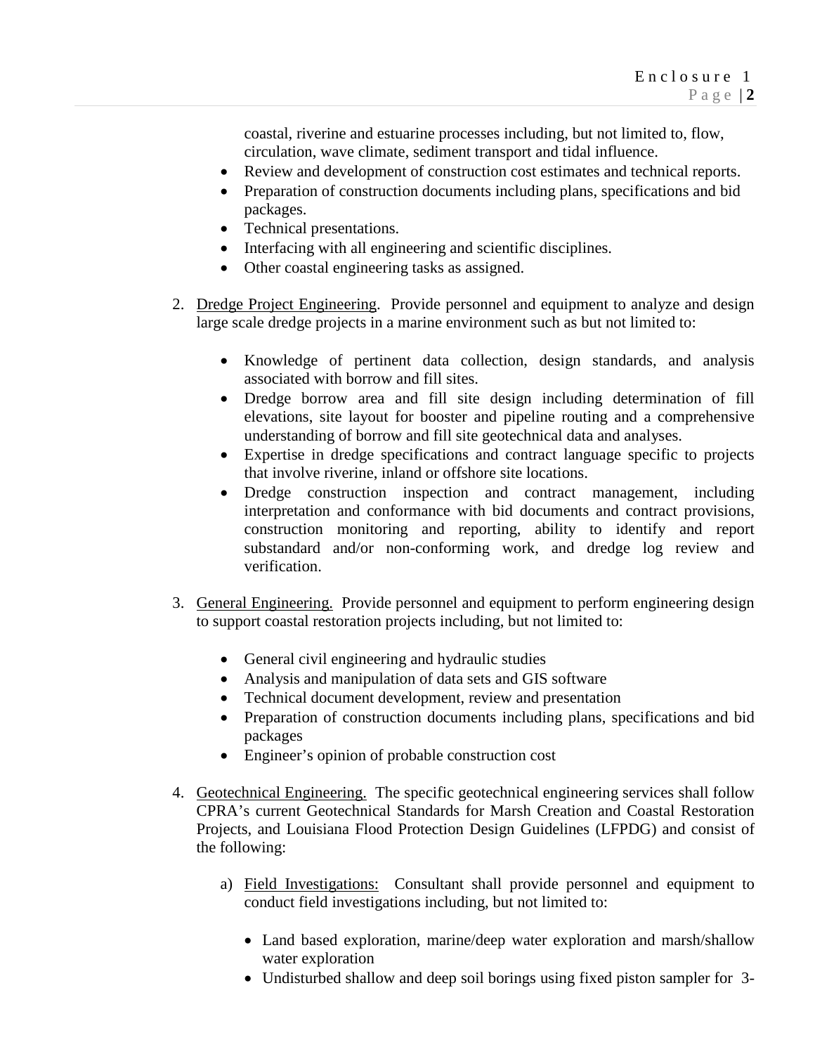coastal, riverine and estuarine processes including, but not limited to, flow, circulation, wave climate, sediment transport and tidal influence.

- Review and development of construction cost estimates and technical reports.
- Preparation of construction documents including plans, specifications and bid packages.
- Technical presentations.
- Interfacing with all engineering and scientific disciplines.
- Other coastal engineering tasks as assigned.

2. Dredge Project Engineering. Provide personnel and equipment to analyze and design large scale dredge projects in a marine environment such as but not limited to:

   - Knowledge of pertinent data collection, design standards, and analysis associated with borrow and fill sites.
   - Dredge borrow area and fill site design including determination of fill elevations, site layout for booster and pipeline routing and a comprehensive understanding of borrow and fill site geotechnical data and analyses.
   - Expertise in dredge specifications and contract language specific to projects that involve riverine, inland or offshore site locations.
   - Dredge construction inspection and contract management, including interpretation and conformance with bid documents and contract provisions, construction monitoring and reporting, ability to identify and report substandard and/or non-conforming work, and dredge log review and verification.

3. General Engineering. Provide personnel and equipment to perform engineering design to support coastal restoration projects including, but not limited to:

   - General civil engineering and hydraulic studies
   - Analysis and manipulation of data sets and GIS software
   - Technical document development, review and presentation
   - Preparation of construction documents including plans, specifications and bid packages
   - Engineer's opinion of probable construction cost

4. Geotechnical Engineering. The specific geotechnical engineering services shall follow CPRA's current Geotechnical Standards for Marsh Creation and Coastal Restoration Projects, and Louisiana Flood Protection Design Guidelines (LFPDG) and consist of the following:

   a) Field Investigations: Consultant shall provide personnel and equipment to conduct field investigations including, but not limited to:

      - Land based exploration, marine/deep water exploration and marsh/shallow water exploration
      - Undisturbed shallow and deep soil borings using fixed piston sampler for 3-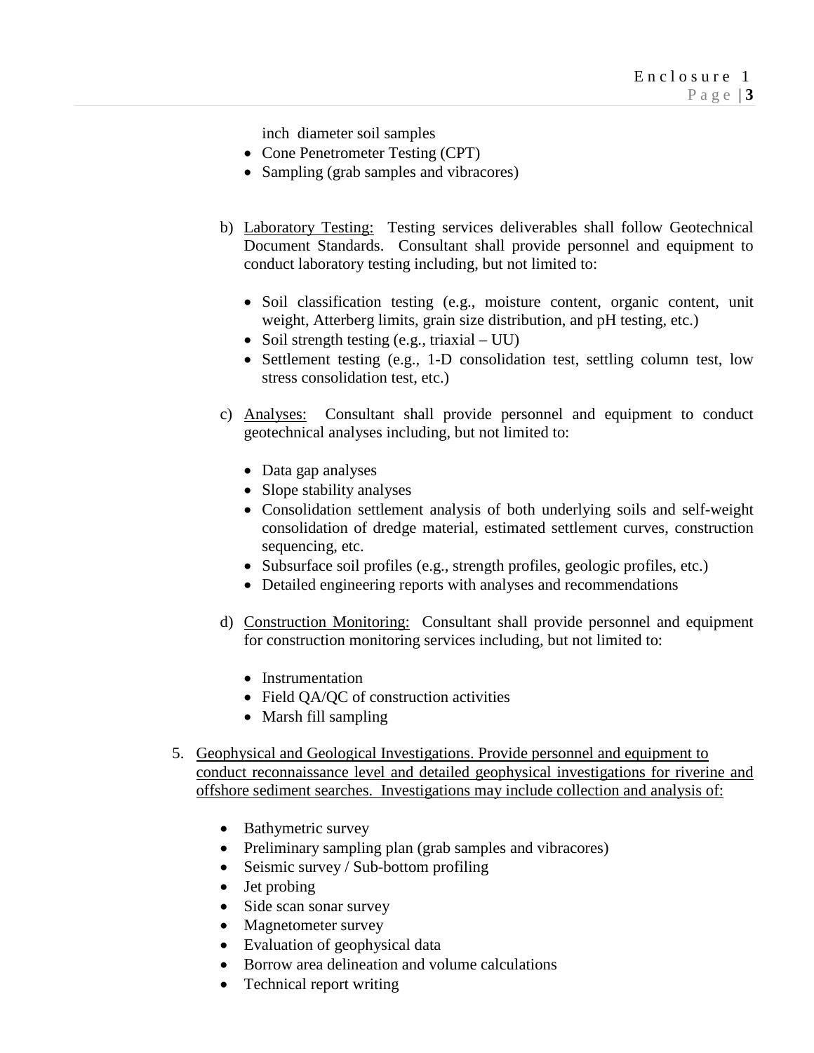inch diameter soil samples

- Cone Penetrometer Testing (CPT)
- Sampling (grab samples and vibracores)

b) Laboratory Testing: Testing services deliverables shall follow Geotechnical Document Standards. Consultant shall provide personnel and equipment to conduct laboratory testing including, but not limited to:

- Soil classification testing (e.g., moisture content, organic content, unit weight, Atterberg limits, grain size distribution, and pH testing, etc.)
- Soil strength testing (e.g., triaxial – UU)
- Settlement testing (e.g., 1-D consolidation test, settling column test, low stress consolidation test, etc.)

c) Analyses: Consultant shall provide personnel and equipment to conduct geotechnical analyses including, but not limited to:

- Data gap analyses
- Slope stability analyses
- Consolidation settlement analysis of both underlying soils and self-weight consolidation of dredge material, estimated settlement curves, construction sequencing, etc.
- Subsurface soil profiles (e.g., strength profiles, geologic profiles, etc.)
- Detailed engineering reports with analyses and recommendations

d) Construction Monitoring: Consultant shall provide personnel and equipment for construction monitoring services including, but not limited to:

- Instrumentation
- Field QA/QC of construction activities
- Marsh fill sampling

5. Geophysical and Geological Investigations. Provide personnel and equipment to conduct reconnaissance level and detailed geophysical investigations for riverine and offshore sediment searches. Investigations may include collection and analysis of:

- Bathymetric survey
- Preliminary sampling plan (grab samples and vibracores)
- Seismic survey / Sub-bottom profiling
- Jet probing
- Side scan sonar survey
- Magnetometer survey
- Evaluation of geophysical data
- Borrow area delineation and volume calculations
- Technical report writing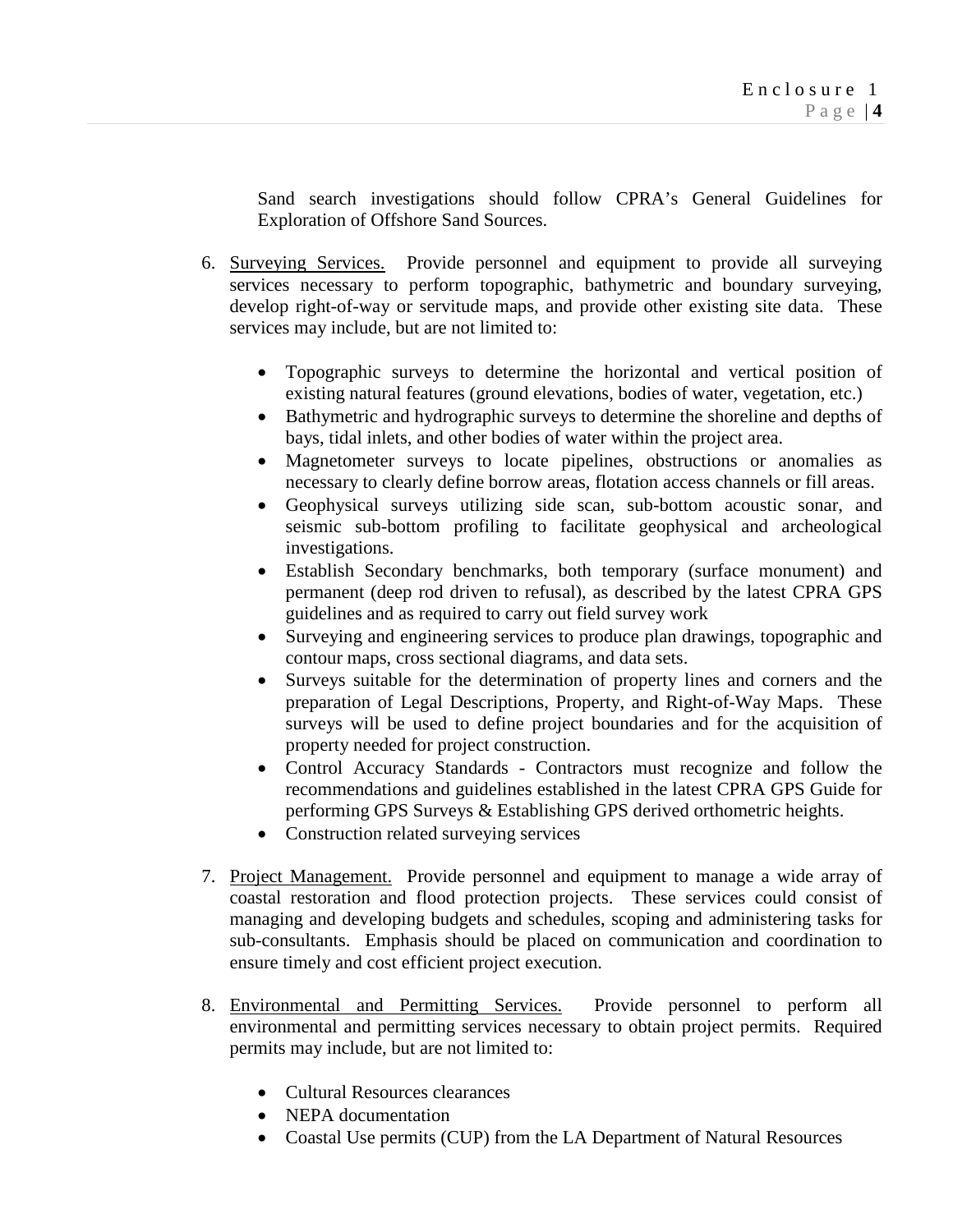Sand search investigations should follow CPRA's General Guidelines for Exploration of Offshore Sand Sources.

6. Surveying Services. Provide personnel and equipment to provide all surveying services necessary to perform topographic, bathymetric and boundary surveying, develop right-of-way or servitude maps, and provide other existing site data. These services may include, but are not limited to:

   - Topographic surveys to determine the horizontal and vertical position of existing natural features (ground elevations, bodies of water, vegetation, etc.)
   - Bathymetric and hydrographic surveys to determine the shoreline and depths of bays, tidal inlets, and other bodies of water within the project area.
   - Magnetometer surveys to locate pipelines, obstructions or anomalies as necessary to clearly define borrow areas, flotation access channels or fill areas.
   - Geophysical surveys utilizing side scan, sub-bottom acoustic sonar, and seismic sub-bottom profiling to facilitate geophysical and archeological investigations.
   - Establish Secondary benchmarks, both temporary (surface monument) and permanent (deep rod driven to refusal), as described by the latest CPRA GPS guidelines and as required to carry out field survey work
   - Surveying and engineering services to produce plan drawings, topographic and contour maps, cross sectional diagrams, and data sets.
   - Surveys suitable for the determination of property lines and corners and the preparation of Legal Descriptions, Property, and Right-of-Way Maps. These surveys will be used to define project boundaries and for the acquisition of property needed for project construction.
   - Control Accuracy Standards - Contractors must recognize and follow the recommendations and guidelines established in the latest CPRA GPS Guide for performing GPS Surveys & Establishing GPS derived orthometric heights.
   - Construction related surveying services

7. Project Management. Provide personnel and equipment to manage a wide array of coastal restoration and flood protection projects. These services could consist of managing and developing budgets and schedules, scoping and administering tasks for sub-consultants. Emphasis should be placed on communication and coordination to ensure timely and cost efficient project execution.

8. Environmental and Permitting Services. Provide personnel to perform all environmental and permitting services necessary to obtain project permits. Required permits may include, but are not limited to:

   - Cultural Resources clearances
   - NEPA documentation
   - Coastal Use permits (CUP) from the LA Department of Natural Resources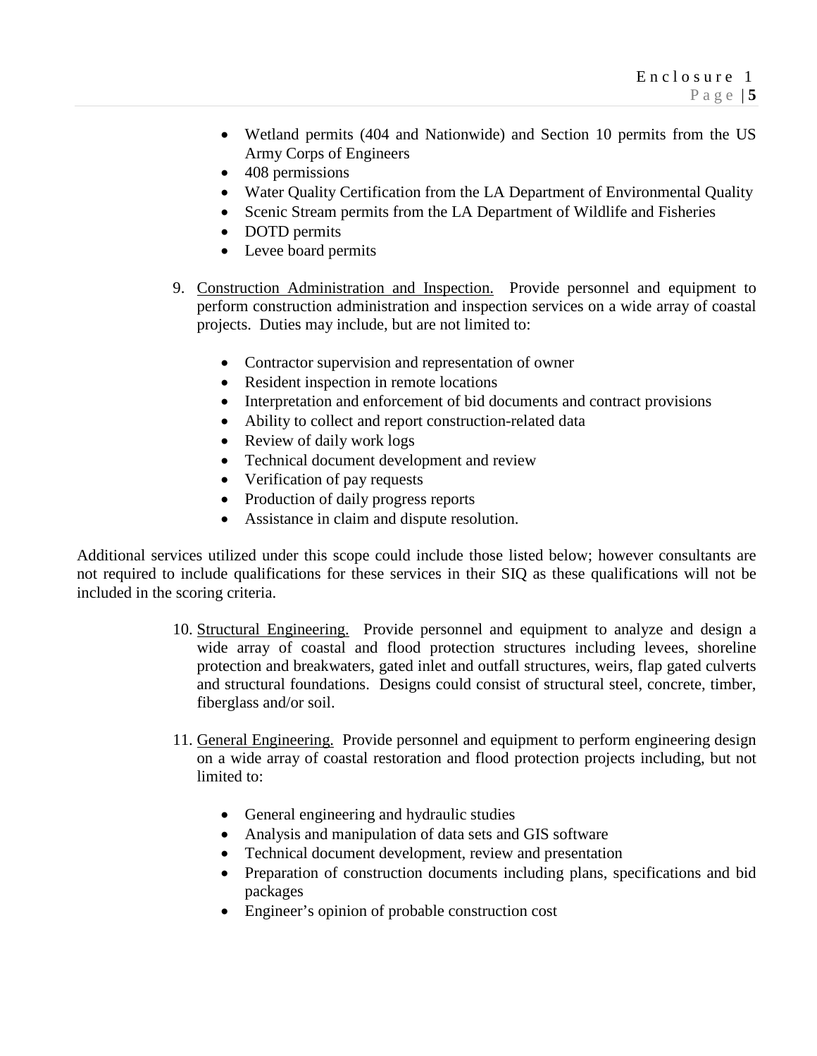- Wetland permits (404 and Nationwide) and Section 10 permits from the US Army Corps of Engineers
- 408 permissions
- Water Quality Certification from the LA Department of Environmental Quality
- Scenic Stream permits from the LA Department of Wildlife and Fisheries
- DOTD permits
- Levee board permits

9. Construction Administration and Inspection. Provide personnel and equipment to perform construction administration and inspection services on a wide array of coastal projects. Duties may include, but are not limited to:

    - Contractor supervision and representation of owner
    - Resident inspection in remote locations
    - Interpretation and enforcement of bid documents and contract provisions
    - Ability to collect and report construction-related data
    - Review of daily work logs
    - Technical document development and review
    - Verification of pay requests
    - Production of daily progress reports
    - Assistance in claim and dispute resolution.

Additional services utilized under this scope could include those listed below; however consultants are not required to include qualifications for these services in their SIQ as these qualifications will not be included in the scoring criteria.

10. Structural Engineering. Provide personnel and equipment to analyze and design a wide array of coastal and flood protection structures including levees, shoreline protection and breakwaters, gated inlet and outfall structures, weirs, flap gated culverts and structural foundations. Designs could consist of structural steel, concrete, timber, fiberglass and/or soil.

11. General Engineering. Provide personnel and equipment to perform engineering design on a wide array of coastal restoration and flood protection projects including, but not limited to:

    - General engineering and hydraulic studies
    - Analysis and manipulation of data sets and GIS software
    - Technical document development, review and presentation
    - Preparation of construction documents including plans, specifications and bid packages
    - Engineer's opinion of probable construction cost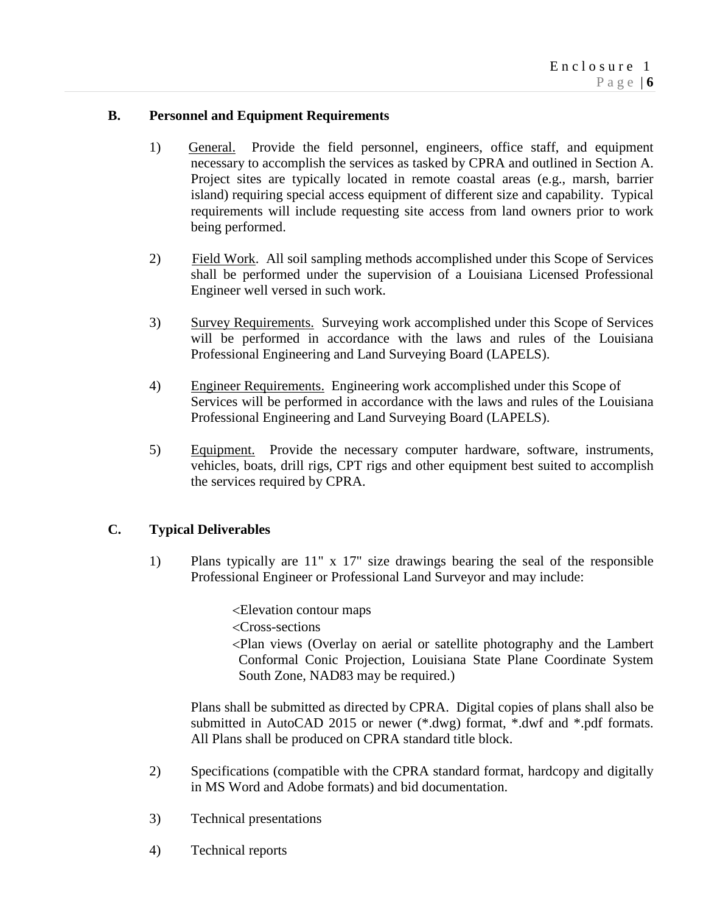### B. Personnel and Equipment Requirements

1) General. Provide the field personnel, engineers, office staff, and equipment necessary to accomplish the services as tasked by CPRA and outlined in Section A. Project sites are typically located in remote coastal areas (e.g., marsh, barrier island) requiring special access equipment of different size and capability. Typical requirements will include requesting site access from land owners prior to work being performed.

2) Field Work. All soil sampling methods accomplished under this Scope of Services shall be performed under the supervision of a Louisiana Licensed Professional Engineer well versed in such work.

3) Survey Requirements. Surveying work accomplished under this Scope of Services will be performed in accordance with the laws and rules of the Louisiana Professional Engineering and Land Surveying Board (LAPELS).

4) Engineer Requirements. Engineering work accomplished under this Scope of Services will be performed in accordance with the laws and rules of the Louisiana Professional Engineering and Land Surveying Board (LAPELS).

5) Equipment. Provide the necessary computer hardware, software, instruments, vehicles, boats, drill rigs, CPT rigs and other equipment best suited to accomplish the services required by CPRA.

### C. Typical Deliverables

1) Plans typically are 11" x 17" size drawings bearing the seal of the responsible Professional Engineer or Professional Land Surveyor and may include:

   <Elevation contour maps
   <Cross-sections
   <Plan views (Overlay on aerial or satellite photography and the Lambert Conformal Conic Projection, Louisiana State Plane Coordinate System South Zone, NAD83 may be required.)

   Plans shall be submitted as directed by CPRA. Digital copies of plans shall also be submitted in AutoCAD 2015 or newer (*.dwg) format, *.dwf and *.pdf formats. All Plans shall be produced on CPRA standard title block.

2) Specifications (compatible with the CPRA standard format, hardcopy and digitally in MS Word and Adobe formats) and bid documentation.

3) Technical presentations

4) Technical reports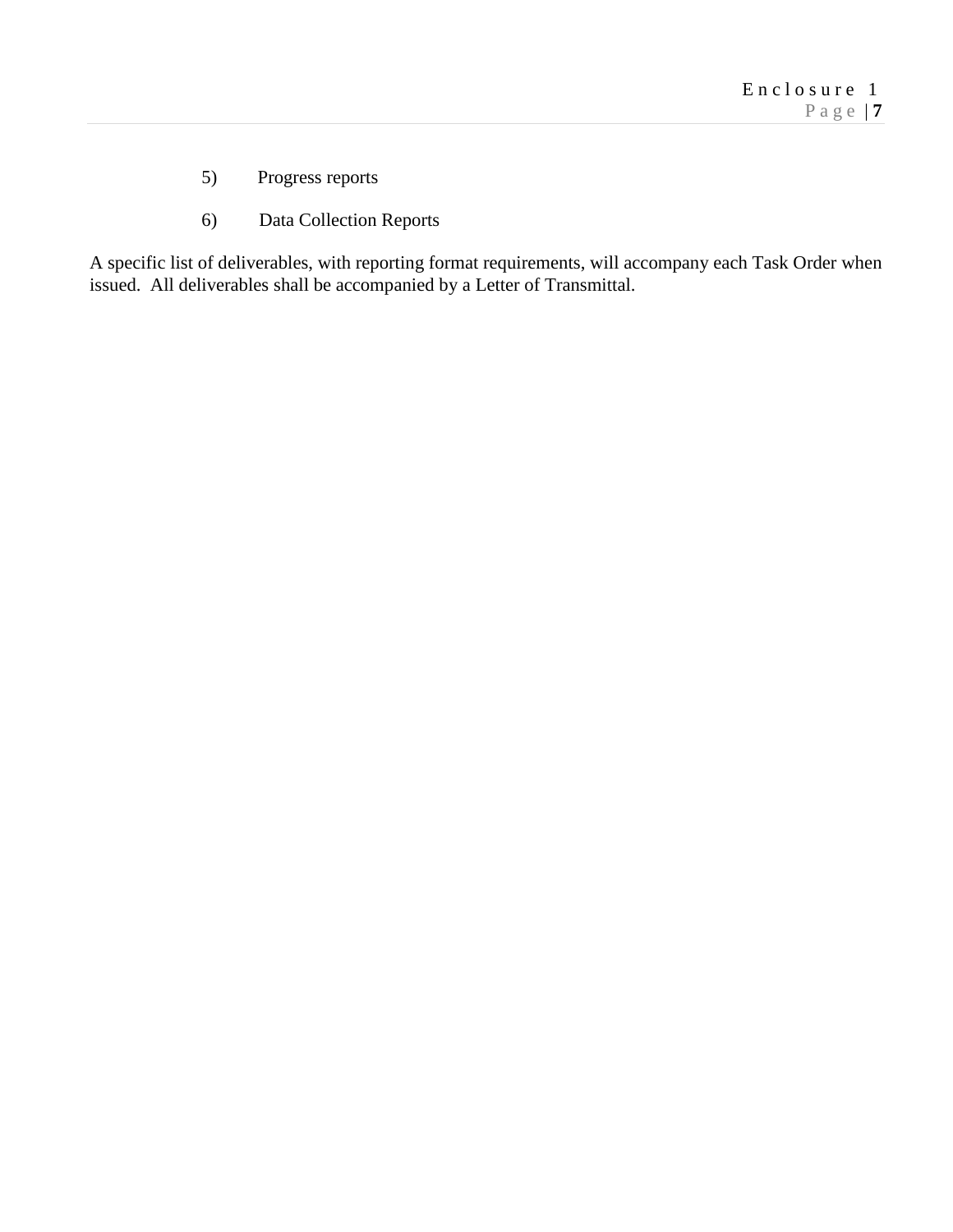5) Progress reports

6) Data Collection Reports

A specific list of deliverables, with reporting format requirements, will accompany each Task Order when issued. All deliverables shall be accompanied by a Letter of Transmittal.